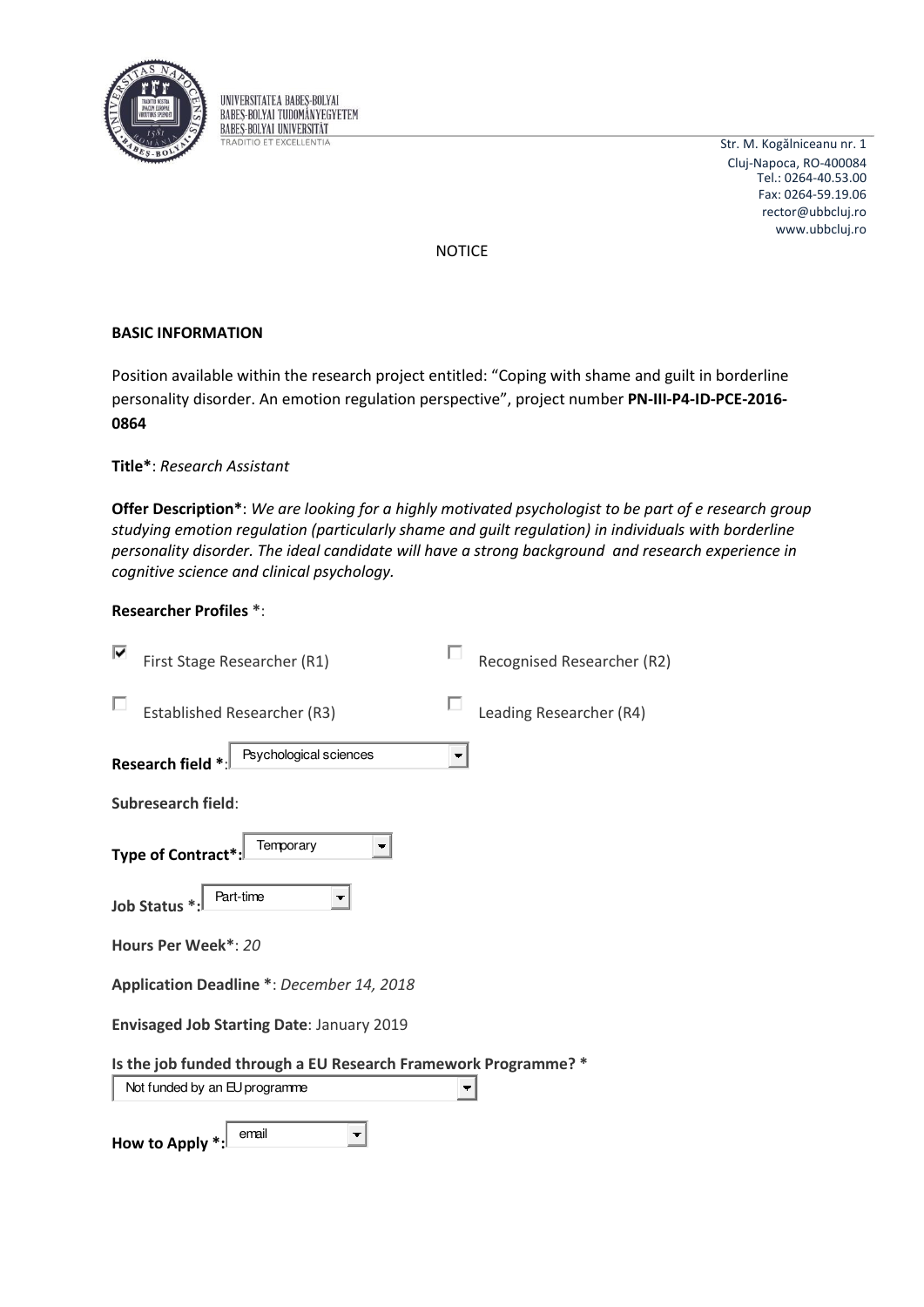UNIVERSITATEA BABEȘ-BOLYAI
BABEȘ-BOLYAI TUDOMÁNYEGYETEM
BABEȘ-BOLYAI UNIVERSITÄT
TRADITIO ET EXCELLENTIA

Str. M. Kogălniceanu nr. 1
Cluj-Napoca, RO-400084
Tel.: 0264-40.53.00
Fax: 0264-59.19.06
rector@ubbcluj.ro
www.ubbcluj.ro

NOTICE

**BASIC INFORMATION**

Position available within the research project entitled: "Coping with shame and guilt in borderline personality disorder. An emotion regulation perspective", project number **PN-III-P4-ID-PCE-2016-0864**

**Title***: *Research Assistant*

**Offer Description***: *We are looking for a highly motivated psychologist to be part of e research group studying emotion regulation (particularly shame and guilt regulation) in individuals with borderline personality disorder. The ideal candidate will have a strong background and research experience in cognitive science and clinical psychology.*

**Researcher Profiles** *:

- [x] First Stage Researcher (R1)
- [ ] Recognised Researcher (R2)
- [ ] Established Researcher (R3)
- [ ] Leading Researcher (R4)

**Research field** *: Psychological sciences

**Subresearch field**:

**Type of Contract***: Temporary

**Job Status** *: Part-time

**Hours Per Week***: *20*

**Application Deadline** *: *December 14, 2018*

**Envisaged Job Starting Date**: January 2019

**Is the job funded through a EU Research Framework Programme? ***

Not funded by an EU programme

**How to Apply** *: email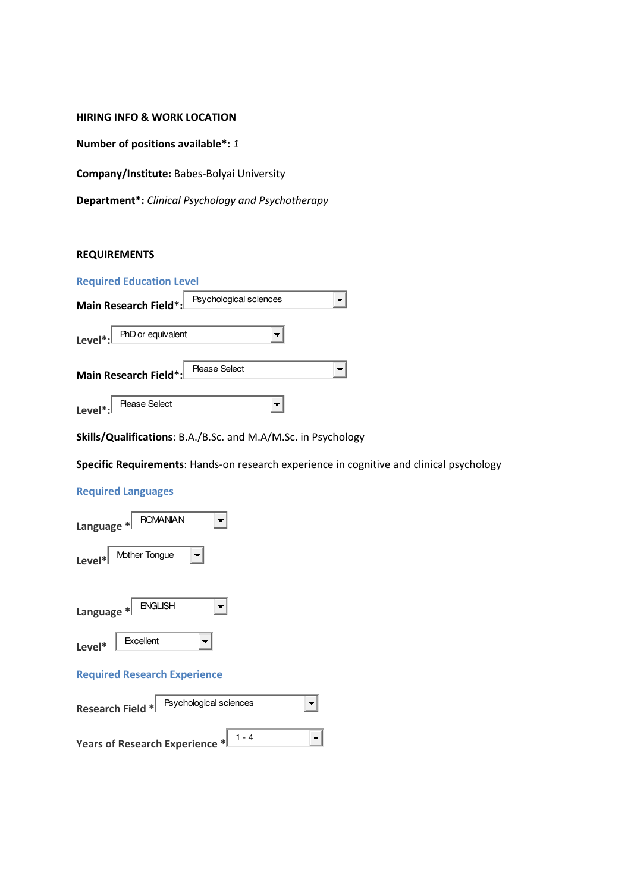**HIRING INFO & WORK LOCATION**

**Number of positions available*:** *1*

**Company/Institute:** Babes-Bolyai University

**Department*:** *Clinical Psychology and Psychotherapy*

**REQUIREMENTS**

**Required Education Level**

**Main Research Field*:** Psychological sciences

**Level*:** PhD or equivalent

**Main Research Field*:** Please Select

**Level*:** Please Select

**Skills/Qualifications**: B.A./B.Sc. and M.A/M.Sc. in Psychology

**Specific Requirements**: Hands-on research experience in cognitive and clinical psychology

**Required Languages**

**Language *** ROMANIAN

**Level*** Mother Tongue

**Language *** ENGLISH

**Level*** Excellent

**Required Research Experience**

**Research Field *** Psychological sciences

**Years of Research Experience *** 1 - 4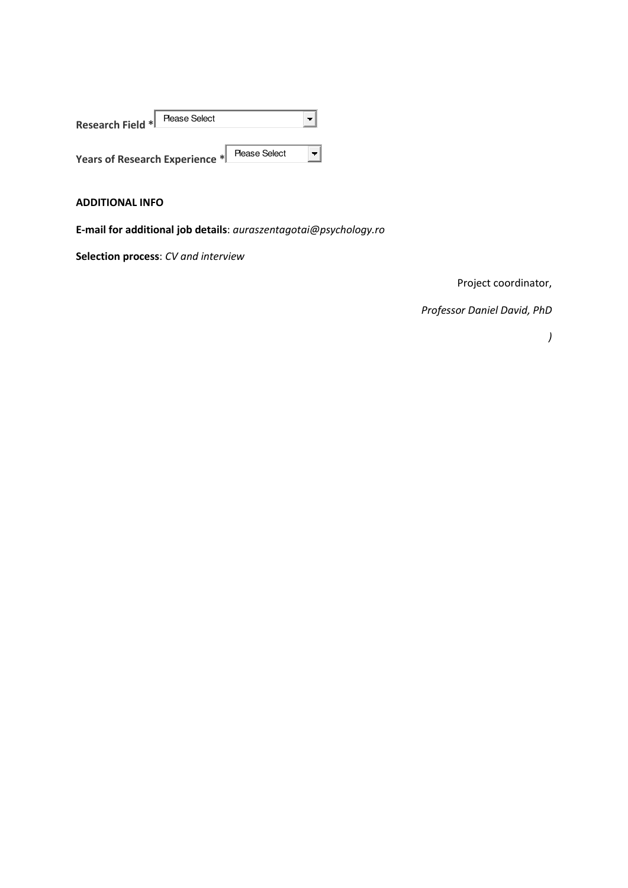**Research Field *** Please Select

**Years of Research Experience *** Please Select

**ADDITIONAL INFO**

**E-mail for additional job details**: *auraszentagotai@psychology.ro*

**Selection process**: *CV and interview*

Project coordinator,

*Professor Daniel David, PhD*

*)*